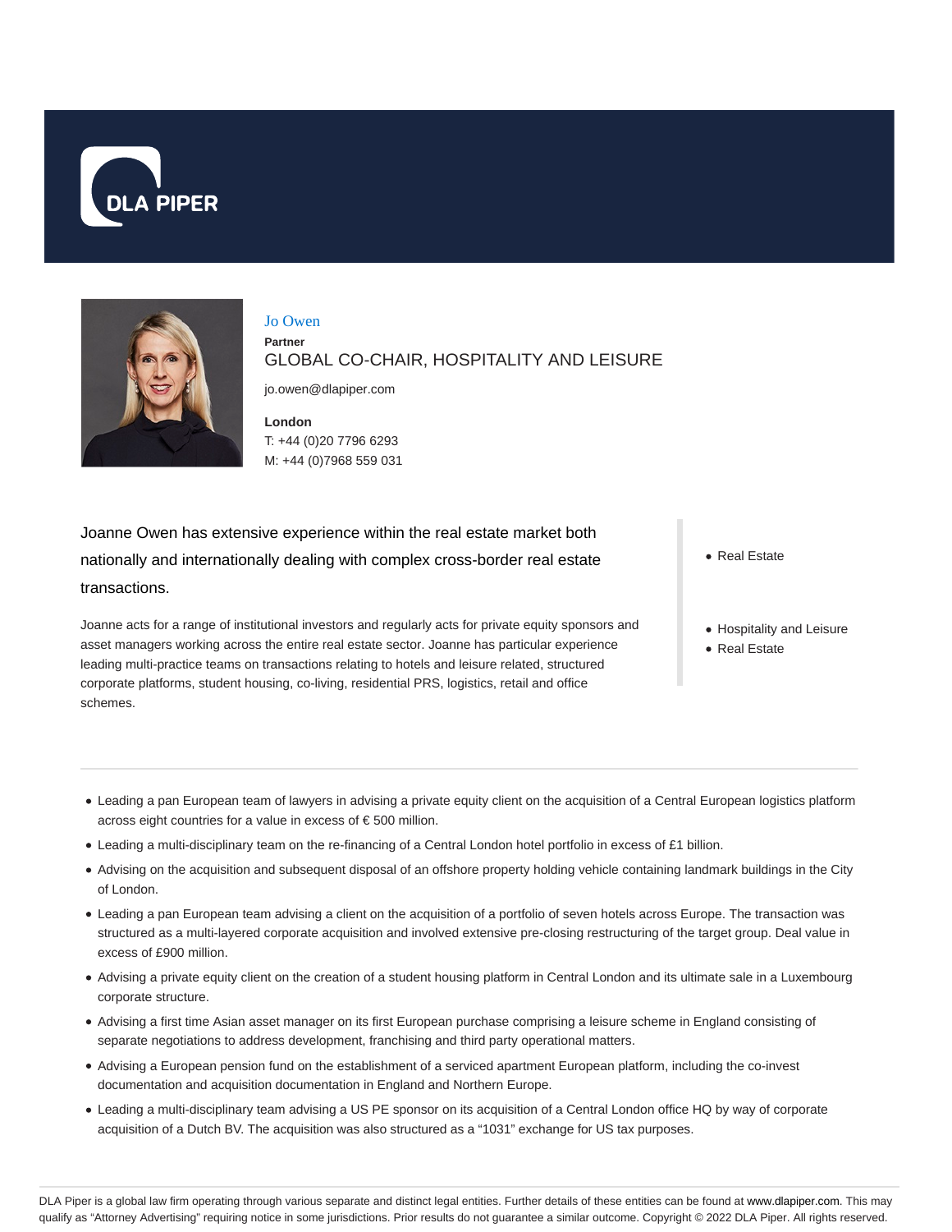DLA PIPER

# Jo Owen

**Partner**

GLOBAL CO-CHAIR, HOSPITALITY AND LEISURE

jo.owen@dlapiper.com

**London**

T: +44 (0)20 7796 6293

M: +44 (0)7968 559 031

Joanne Owen has extensive experience within the real estate market both nationally and internationally dealing with complex cross-border real estate transactions.

Joanne acts for a range of institutional investors and regularly acts for private equity sponsors and asset managers working across the entire real estate sector. Joanne has particular experience leading multi-practice teams on transactions relating to hotels and leisure related, structured corporate platforms, student housing, co-living, residential PRS, logistics, retail and office schemes.

- Real Estate

- Hospitality and Leisure
- Real Estate

---

- Leading a pan European team of lawyers in advising a private equity client on the acquisition of a Central European logistics platform across eight countries for a value in excess of € 500 million.
- Leading a multi-disciplinary team on the re-financing of a Central London hotel portfolio in excess of £1 billion.
- Advising on the acquisition and subsequent disposal of an offshore property holding vehicle containing landmark buildings in the City of London.
- Leading a pan European team advising a client on the acquisition of a portfolio of seven hotels across Europe. The transaction was structured as a multi-layered corporate acquisition and involved extensive pre-closing restructuring of the target group. Deal value in excess of £900 million.
- Advising a private equity client on the creation of a student housing platform in Central London and its ultimate sale in a Luxembourg corporate structure.
- Advising a first time Asian asset manager on its first European purchase comprising a leisure scheme in England consisting of separate negotiations to address development, franchising and third party operational matters.
- Advising a European pension fund on the establishment of a serviced apartment European platform, including the co-invest documentation and acquisition documentation in England and Northern Europe.
- Leading a multi-disciplinary team advising a US PE sponsor on its acquisition of a Central London office HQ by way of corporate acquisition of a Dutch BV. The acquisition was also structured as a "1031" exchange for US tax purposes.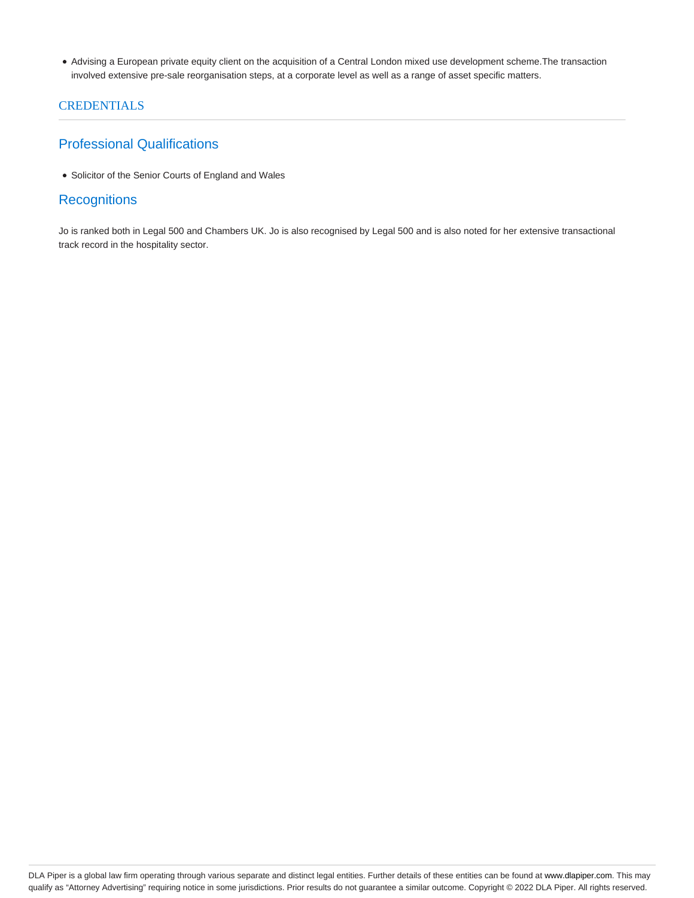- Advising a European private equity client on the acquisition of a Central London mixed use development scheme.The transaction involved extensive pre-sale reorganisation steps, at a corporate level as well as a range of asset specific matters.

## CREDENTIALS

### Professional Qualifications

- Solicitor of the Senior Courts of England and Wales

### Recognitions

Jo is ranked both in Legal 500 and Chambers UK. Jo is also recognised by Legal 500 and is also noted for her extensive transactional track record in the hospitality sector.

DLA Piper is a global law firm operating through various separate and distinct legal entities. Further details of these entities can be found at www.dlapiper.com. This may qualify as "Attorney Advertising" requiring notice in some jurisdictions. Prior results do not guarantee a similar outcome. Copyright © 2022 DLA Piper. All rights reserved.